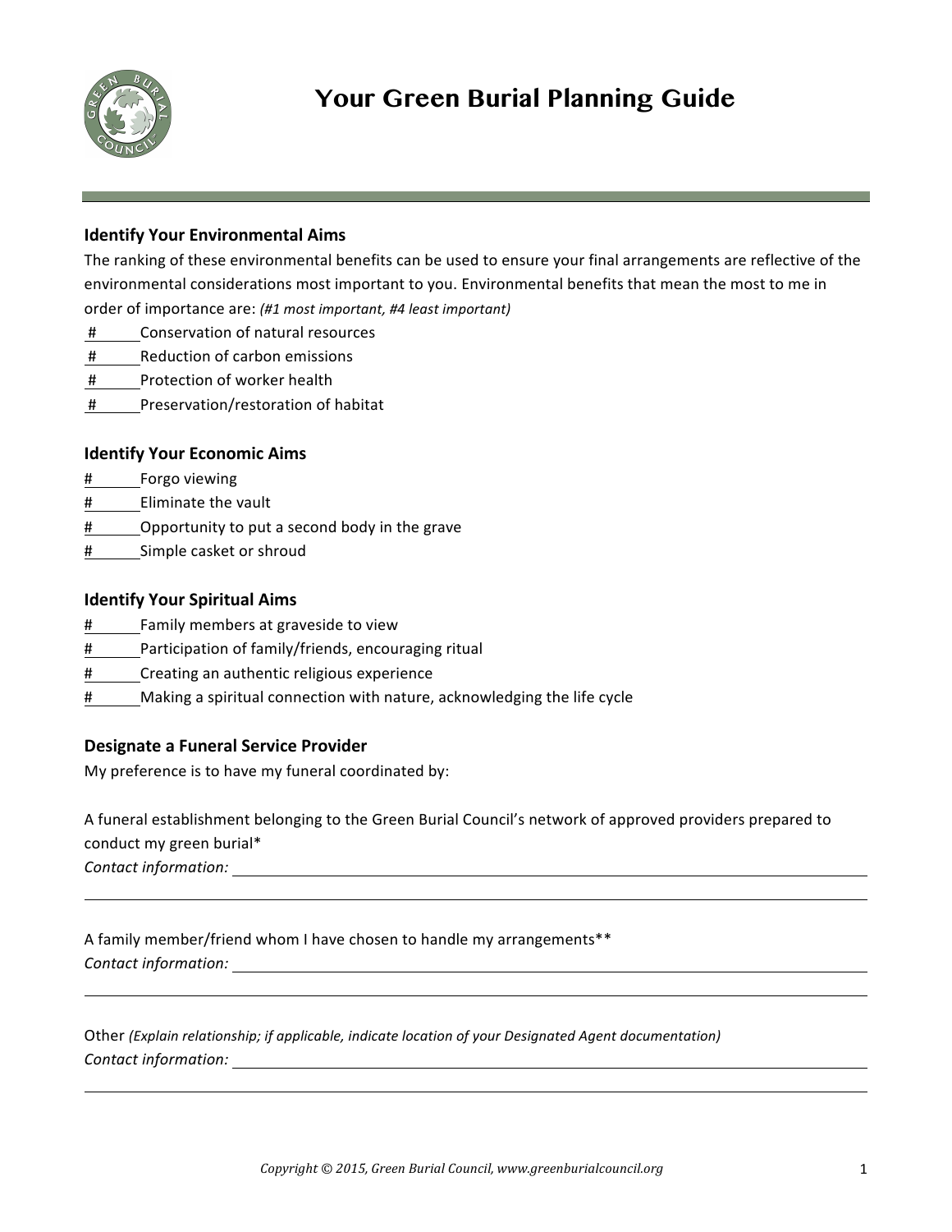# Your Green Burial Planning Guide

## Identify Your Environmental Aims

The ranking of these environmental benefits can be used to ensure your final arrangements are reflective of the environmental considerations most important to you. Environmental benefits that mean the most to me in order of importance are: *(#1 most important, #4 least important)*

#\_\_\_\_\_ Conservation of natural resources
#\_\_\_\_\_ Reduction of carbon emissions
#\_\_\_\_\_ Protection of worker health
#\_\_\_\_\_ Preservation/restoration of habitat

## Identify Your Economic Aims

#\_\_\_\_\_ Forgo viewing
#\_\_\_\_\_ Eliminate the vault
#\_\_\_\_\_ Opportunity to put a second body in the grave
#\_\_\_\_\_ Simple casket or shroud

## Identify Your Spiritual Aims

#\_\_\_\_\_ Family members at graveside to view
#\_\_\_\_\_ Participation of family/friends, encouraging ritual
#\_\_\_\_\_ Creating an authentic religious experience
#\_\_\_\_\_ Making a spiritual connection with nature, acknowledging the life cycle

## Designate a Funeral Service Provider

My preference is to have my funeral coordinated by:

A funeral establishment belonging to the Green Burial Council's network of approved providers prepared to conduct my green burial*

*Contact information:* \_\_\_\_\_\_\_\_\_\_\_\_\_\_\_\_\_\_\_\_\_\_\_\_\_\_\_\_\_\_\_\_\_\_\_\_\_\_\_\_\_\_\_\_\_\_\_\_\_\_\_\_\_\_\_\_\_\_\_\_

\_\_\_\_\_\_\_\_\_\_\_\_\_\_\_\_\_\_\_\_\_\_\_\_\_\_\_\_\_\_\_\_\_\_\_\_\_\_\_\_\_\_\_\_\_\_\_\_\_\_\_\_\_\_\_\_\_\_\_\_\_\_\_\_\_\_\_\_\_\_\_\_\_\_\_\_

A family member/friend whom I have chosen to handle my arrangements**

*Contact information:* \_\_\_\_\_\_\_\_\_\_\_\_\_\_\_\_\_\_\_\_\_\_\_\_\_\_\_\_\_\_\_\_\_\_\_\_\_\_\_\_\_\_\_\_\_\_\_\_\_\_\_\_\_\_\_\_\_\_\_\_

\_\_\_\_\_\_\_\_\_\_\_\_\_\_\_\_\_\_\_\_\_\_\_\_\_\_\_\_\_\_\_\_\_\_\_\_\_\_\_\_\_\_\_\_\_\_\_\_\_\_\_\_\_\_\_\_\_\_\_\_\_\_\_\_\_\_\_\_\_\_\_\_\_\_\_\_

Other *(Explain relationship; if applicable, indicate location of your Designated Agent documentation)*

*Contact information:* \_\_\_\_\_\_\_\_\_\_\_\_\_\_\_\_\_\_\_\_\_\_\_\_\_\_\_\_\_\_\_\_\_\_\_\_\_\_\_\_\_\_\_\_\_\_\_\_\_\_\_\_\_\_\_\_\_\_\_\_

\_\_\_\_\_\_\_\_\_\_\_\_\_\_\_\_\_\_\_\_\_\_\_\_\_\_\_\_\_\_\_\_\_\_\_\_\_\_\_\_\_\_\_\_\_\_\_\_\_\_\_\_\_\_\_\_\_\_\_\_\_\_\_\_\_\_\_\_\_\_\_\_\_\_\_\_

*Copyright © 2015, Green Burial Council, www.greenburialcouncil.org*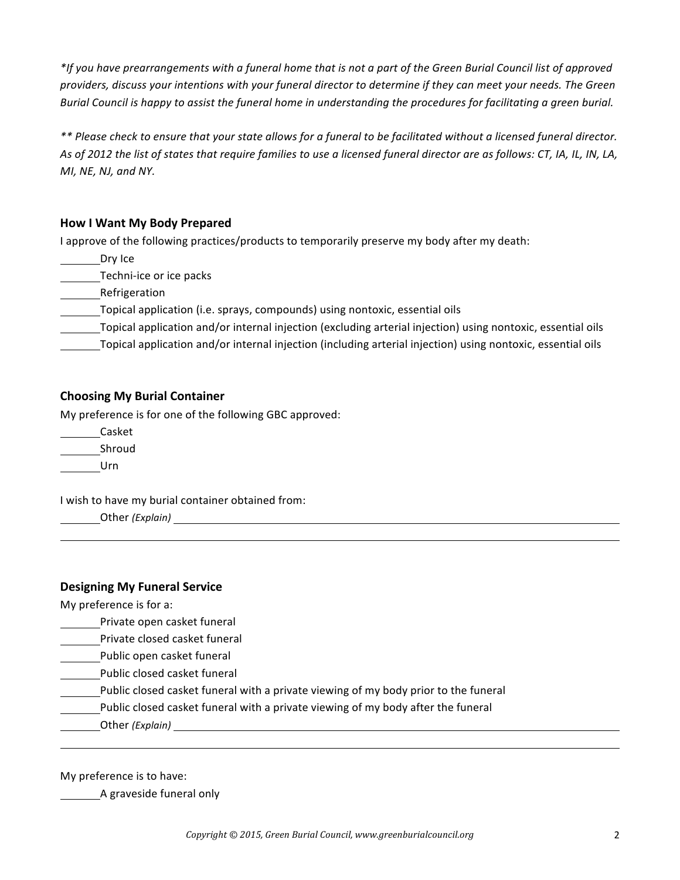*\*If you have prearrangements with a funeral home that is not a part of the Green Burial Council list of approved providers, discuss your intentions with your funeral director to determine if they can meet your needs. The Green Burial Council is happy to assist the funeral home in understanding the procedures for facilitating a green burial.*

*\*\* Please check to ensure that your state allows for a funeral to be facilitated without a licensed funeral director. As of 2012 the list of states that require families to use a licensed funeral director are as follows: CT, IA, IL, IN, LA, MI, NE, NJ, and NY.*

### How I Want My Body Prepared

I approve of the following practices/products to temporarily preserve my body after my death:

_______ Dry Ice
_______ Techni-ice or ice packs
_______ Refrigeration
_______ Topical application (i.e. sprays, compounds) using nontoxic, essential oils
_______ Topical application and/or internal injection (excluding arterial injection) using nontoxic, essential oils
_______ Topical application and/or internal injection (including arterial injection) using nontoxic, essential oils

### Choosing My Burial Container

My preference is for one of the following GBC approved:

_______ Casket
_______ Shroud
_______ Urn

I wish to have my burial container obtained from:

_______ Other *(Explain)* ____________________________________________________________

______________________________________________________________________________

### Designing My Funeral Service

My preference is for a:

_______ Private open casket funeral
_______ Private closed casket funeral
_______ Public open casket funeral
_______ Public closed casket funeral
_______ Public closed casket funeral with a private viewing of my body prior to the funeral
_______ Public closed casket funeral with a private viewing of my body after the funeral
_______ Other *(Explain)* ____________________________________________________________

______________________________________________________________________________

My preference is to have:

_______ A graveside funeral only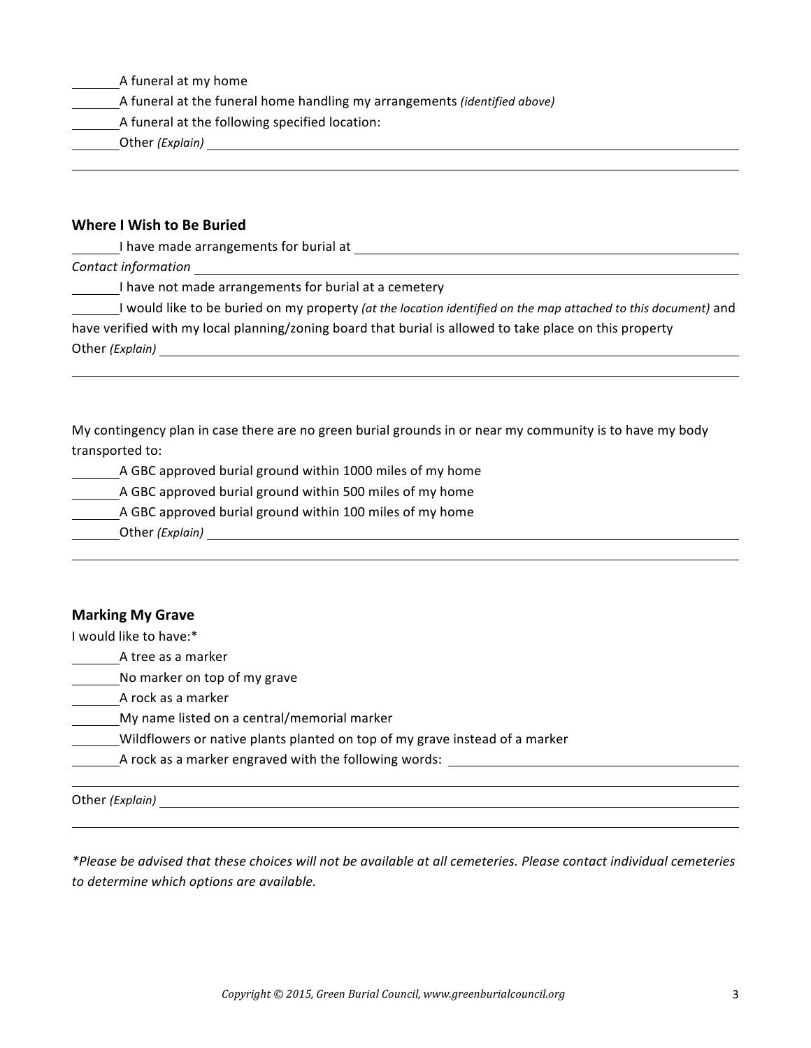_______A funeral at my home

_______A funeral at the funeral home handling my arrangements *(identified above)*

_______A funeral at the following specified location:

_______Other *(Explain)* ______________________________________________________________

______________________________________________________________________________

### Where I Wish to Be Buried

_______I have made arrangements for burial at ____________________________________________

*Contact information* _________________________________________________________________

_______I have not made arrangements for burial at a cemetery

_______I would like to be buried on my property *(at the location identified on the map attached to this document)* and have verified with my local planning/zoning board that burial is allowed to take place on this property

Other *(Explain)* _____________________________________________________________________

______________________________________________________________________________

My contingency plan in case there are no green burial grounds in or near my community is to have my body transported to:

_______A GBC approved burial ground within 1000 miles of my home

_______A GBC approved burial ground within 500 miles of my home

_______A GBC approved burial ground within 100 miles of my home

_______Other *(Explain)* ______________________________________________________________

______________________________________________________________________________

### Marking My Grave

I would like to have:*

_______A tree as a marker

_______No marker on top of my grave

_______A rock as a marker

_______My name listed on a central/memorial marker

_______Wildflowers or native plants planted on top of my grave instead of a marker

_______A rock as a marker engraved with the following words: ___________________________

______________________________________________________________________________

Other *(Explain)* _____________________________________________________________________

______________________________________________________________________________

**Please be advised that these choices will not be available at all cemeteries. Please contact individual cemeteries to determine which options are available.*

*Copyright © 2015, Green Burial Council, www.greenburialcouncil.org*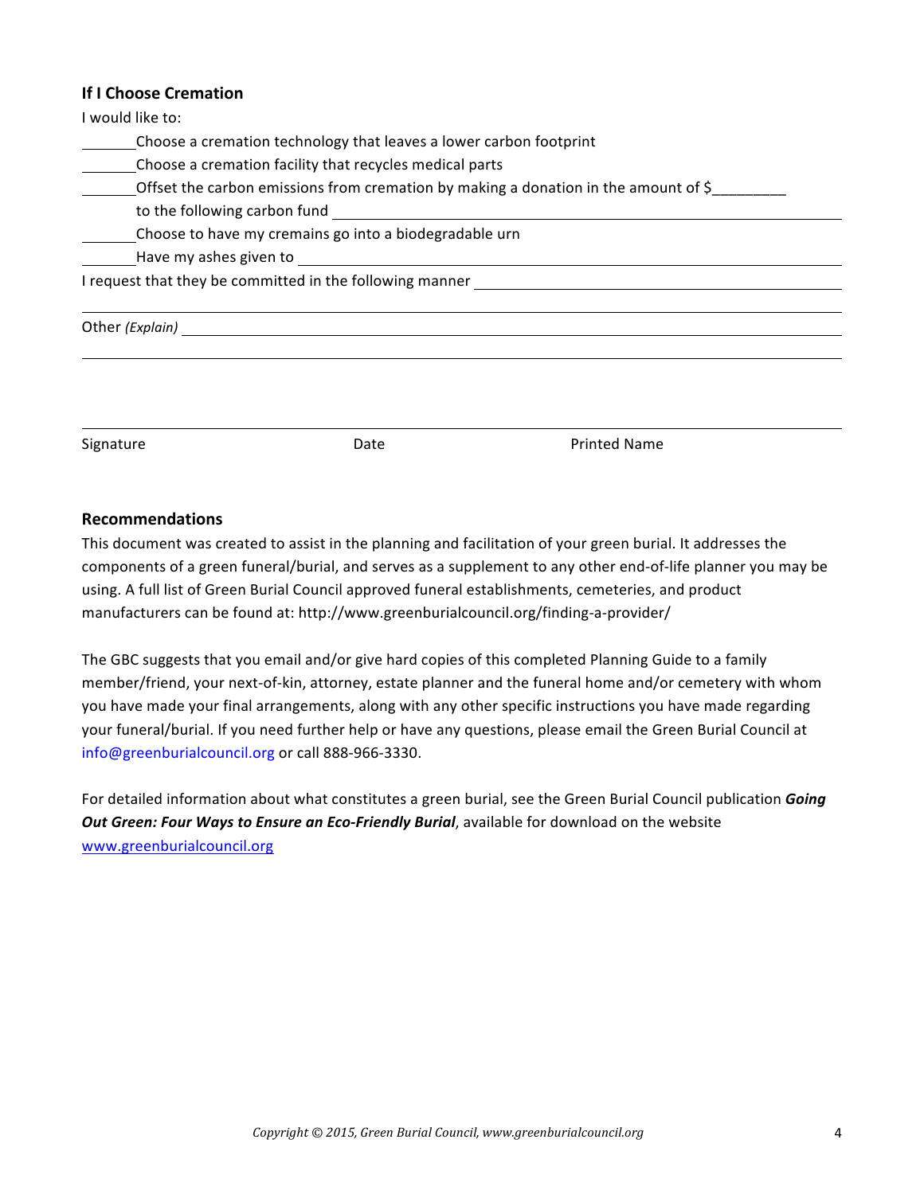### If I Choose Cremation

I would like to:

_______Choose a cremation technology that leaves a lower carbon footprint

_______Choose a cremation facility that recycles medical parts

_______Offset the carbon emissions from cremation by making a donation in the amount of $_________ to the following carbon fund ____________________________________________

_______Choose to have my cremains go into a biodegradable urn

_______Have my ashes given to ____________________________________________

I request that they be committed in the following manner ____________________________________________

____________________________________________

Other *(Explain)* ____________________________________________

____________________________________________

____________________________________________

Signature Date Printed Name

### Recommendations

This document was created to assist in the planning and facilitation of your green burial. It addresses the components of a green funeral/burial, and serves as a supplement to any other end-of-life planner you may be using. A full list of Green Burial Council approved funeral establishments, cemeteries, and product manufacturers can be found at: http://www.greenburialcouncil.org/finding-a-provider/

The GBC suggests that you email and/or give hard copies of this completed Planning Guide to a family member/friend, your next-of-kin, attorney, estate planner and the funeral home and/or cemetery with whom you have made your final arrangements, along with any other specific instructions you have made regarding your funeral/burial. If you need further help or have any questions, please email the Green Burial Council at info@greenburialcouncil.org or call 888-966-3330.

For detailed information about what constitutes a green burial, see the Green Burial Council publication ***Going Out Green: Four Ways to Ensure an Eco-Friendly Burial***, available for download on the website www.greenburialcouncil.org

*Copyright © 2015, Green Burial Council, www.greenburialcouncil.org*